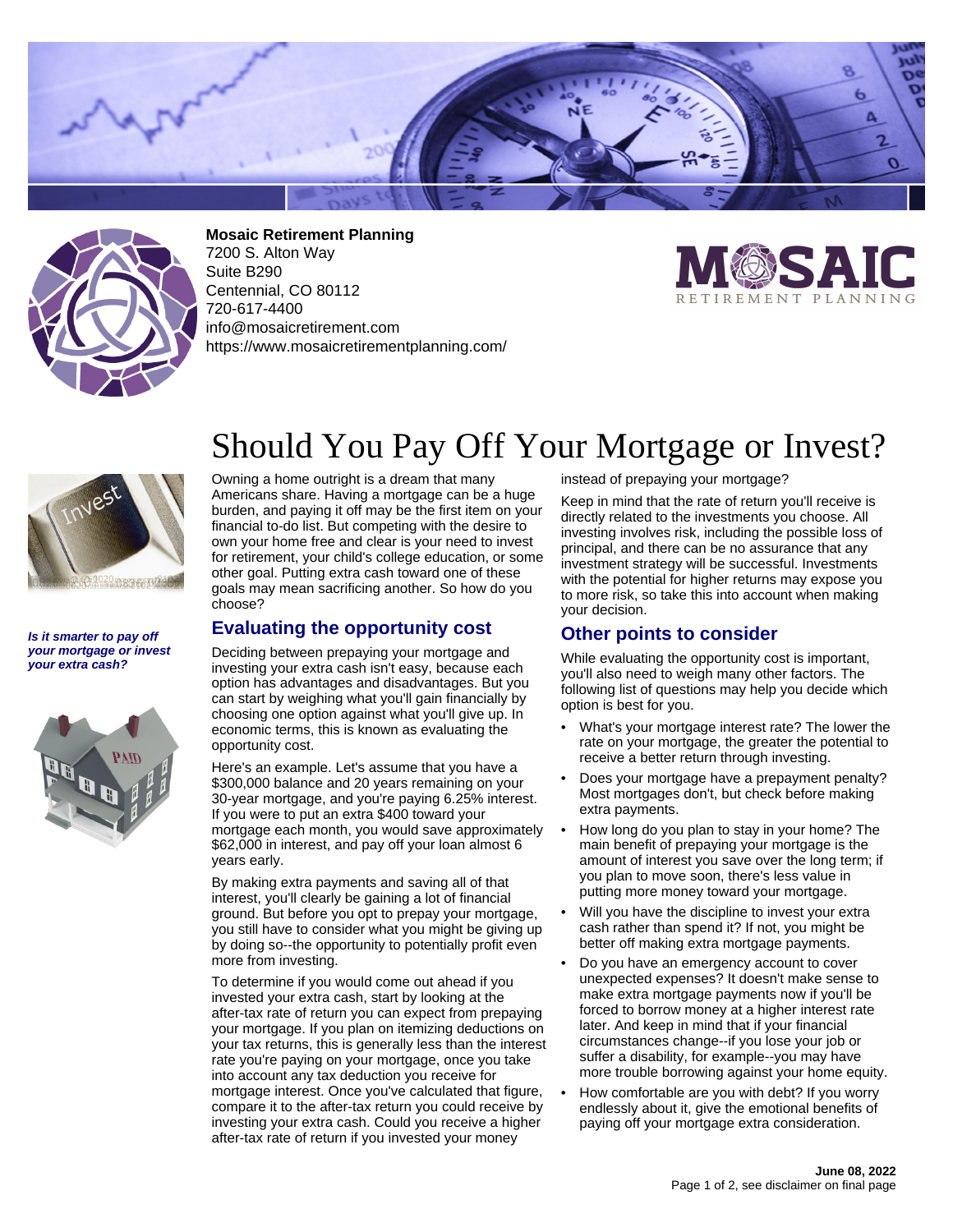**Mosaic Retirement Planning**
7200 S. Alton Way
Suite B290
Centennial, CO 80112
720-617-4400
info@mosaicretirement.com
https://www.mosaicretirementplanning.com/

# Should You Pay Off Your Mortgage or Invest?

***Is it smarter to pay off your mortgage or invest your extra cash?***

Owning a home outright is a dream that many Americans share. Having a mortgage can be a huge burden, and paying it off may be the first item on your financial to-do list. But competing with the desire to own your home free and clear is your need to invest for retirement, your child's college education, or some other goal. Putting extra cash toward one of these goals may mean sacrificing another. So how do you choose?

## Evaluating the opportunity cost

Deciding between prepaying your mortgage and investing your extra cash isn't easy, because each option has advantages and disadvantages. But you can start by weighing what you'll gain financially by choosing one option against what you'll give up. In economic terms, this is known as evaluating the opportunity cost.

Here's an example. Let's assume that you have a $300,000 balance and 20 years remaining on your 30-year mortgage, and you're paying 6.25% interest. If you were to put an extra $400 toward your mortgage each month, you would save approximately $62,000 in interest, and pay off your loan almost 6 years early.

By making extra payments and saving all of that interest, you'll clearly be gaining a lot of financial ground. But before you opt to prepay your mortgage, you still have to consider what you might be giving up by doing so--the opportunity to potentially profit even more from investing.

To determine if you would come out ahead if you invested your extra cash, start by looking at the after-tax rate of return you can expect from prepaying your mortgage. If you plan on itemizing deductions on your tax returns, this is generally less than the interest rate you're paying on your mortgage, once you take into account any tax deduction you receive for mortgage interest. Once you've calculated that figure, compare it to the after-tax return you could receive by investing your extra cash. Could you receive a higher after-tax rate of return if you invested your money instead of prepaying your mortgage?

Keep in mind that the rate of return you'll receive is directly related to the investments you choose. All investing involves risk, including the possible loss of principal, and there can be no assurance that any investment strategy will be successful. Investments with the potential for higher returns may expose you to more risk, so take this into account when making your decision.

## Other points to consider

While evaluating the opportunity cost is important, you'll also need to weigh many other factors. The following list of questions may help you decide which option is best for you.

- What's your mortgage interest rate? The lower the rate on your mortgage, the greater the potential to receive a better return through investing.
- Does your mortgage have a prepayment penalty? Most mortgages don't, but check before making extra payments.
- How long do you plan to stay in your home? The main benefit of prepaying your mortgage is the amount of interest you save over the long term; if you plan to move soon, there's less value in putting more money toward your mortgage.
- Will you have the discipline to invest your extra cash rather than spend it? If not, you might be better off making extra mortgage payments.
- Do you have an emergency account to cover unexpected expenses? It doesn't make sense to make extra mortgage payments now if you'll be forced to borrow money at a higher interest rate later. And keep in mind that if your financial circumstances change--if you lose your job or suffer a disability, for example--you may have more trouble borrowing against your home equity.
- How comfortable are you with debt? If you worry endlessly about it, give the emotional benefits of paying off your mortgage extra consideration.

**June 08, 2022**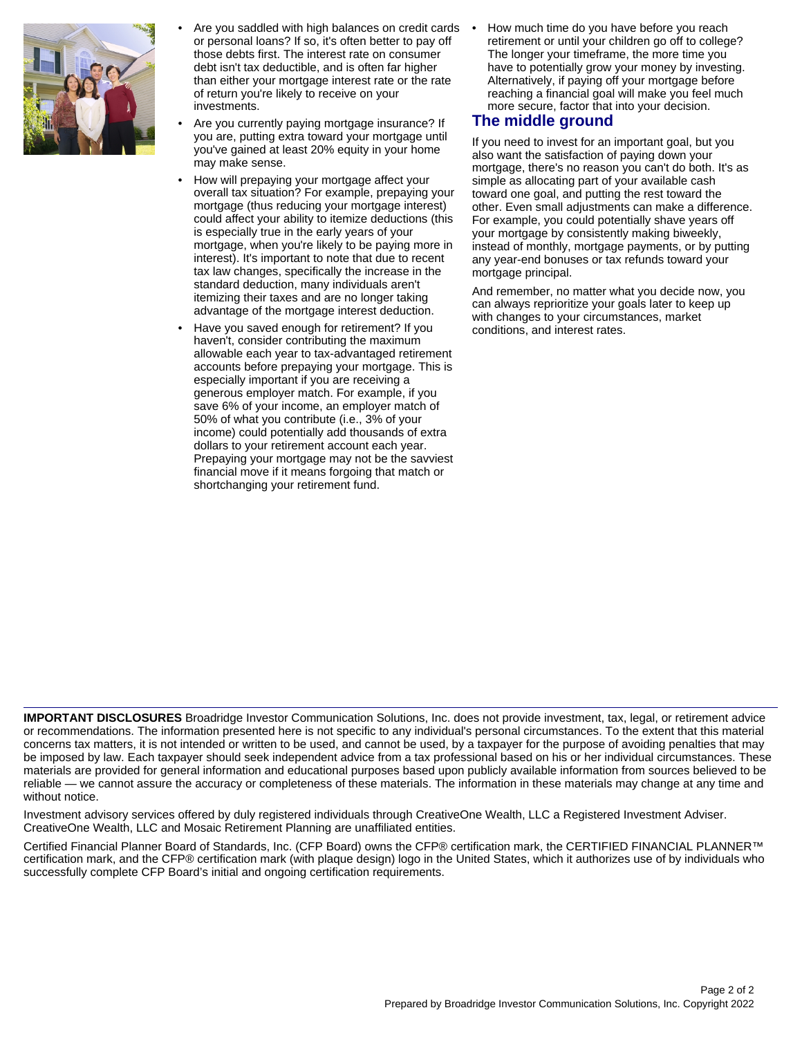- Are you saddled with high balances on credit cards or personal loans? If so, it's often better to pay off those debts first. The interest rate on consumer debt isn't tax deductible, and is often far higher than either your mortgage interest rate or the rate of return you're likely to receive on your investments.
- Are you currently paying mortgage insurance? If you are, putting extra toward your mortgage until you've gained at least 20% equity in your home may make sense.
- How will prepaying your mortgage affect your overall tax situation? For example, prepaying your mortgage (thus reducing your mortgage interest) could affect your ability to itemize deductions (this is especially true in the early years of your mortgage, when you're likely to be paying more in interest). It's important to note that due to recent tax law changes, specifically the increase in the standard deduction, many individuals aren't itemizing their taxes and are no longer taking advantage of the mortgage interest deduction.
- Have you saved enough for retirement? If you haven't, consider contributing the maximum allowable each year to tax-advantaged retirement accounts before prepaying your mortgage. This is especially important if you are receiving a generous employer match. For example, if you save 6% of your income, an employer match of 50% of what you contribute (i.e., 3% of your income) could potentially add thousands of extra dollars to your retirement account each year. Prepaying your mortgage may not be the savviest financial move if it means forgoing that match or shortchanging your retirement fund.
- How much time do you have before you reach retirement or until your children go off to college? The longer your timeframe, the more time you have to potentially grow your money by investing. Alternatively, if paying off your mortgage before reaching a financial goal will make you feel much more secure, factor that into your decision.

## The middle ground

If you need to invest for an important goal, but you also want the satisfaction of paying down your mortgage, there's no reason you can't do both. It's as simple as allocating part of your available cash toward one goal, and putting the rest toward the other. Even small adjustments can make a difference. For example, you could potentially shave years off your mortgage by consistently making biweekly, instead of monthly, mortgage payments, or by putting any year-end bonuses or tax refunds toward your mortgage principal.

And remember, no matter what you decide now, you can always reprioritize your goals later to keep up with changes to your circumstances, market conditions, and interest rates.

---

**IMPORTANT DISCLOSURES** Broadridge Investor Communication Solutions, Inc. does not provide investment, tax, legal, or retirement advice or recommendations. The information presented here is not specific to any individual's personal circumstances. To the extent that this material concerns tax matters, it is not intended or written to be used, and cannot be used, by a taxpayer for the purpose of avoiding penalties that may be imposed by law. Each taxpayer should seek independent advice from a tax professional based on his or her individual circumstances. These materials are provided for general information and educational purposes based upon publicly available information from sources believed to be reliable — we cannot assure the accuracy or completeness of these materials. The information in these materials may change at any time and without notice.

Investment advisory services offered by duly registered individuals through CreativeOne Wealth, LLC a Registered Investment Adviser. CreativeOne Wealth, LLC and Mosaic Retirement Planning are unaffiliated entities.

Certified Financial Planner Board of Standards, Inc. (CFP Board) owns the CFP® certification mark, the CERTIFIED FINANCIAL PLANNER™ certification mark, and the CFP® certification mark (with plaque design) logo in the United States, which it authorizes use of by individuals who successfully complete CFP Board's initial and ongoing certification requirements.

Prepared by Broadridge Investor Communication Solutions, Inc. Copyright 2022